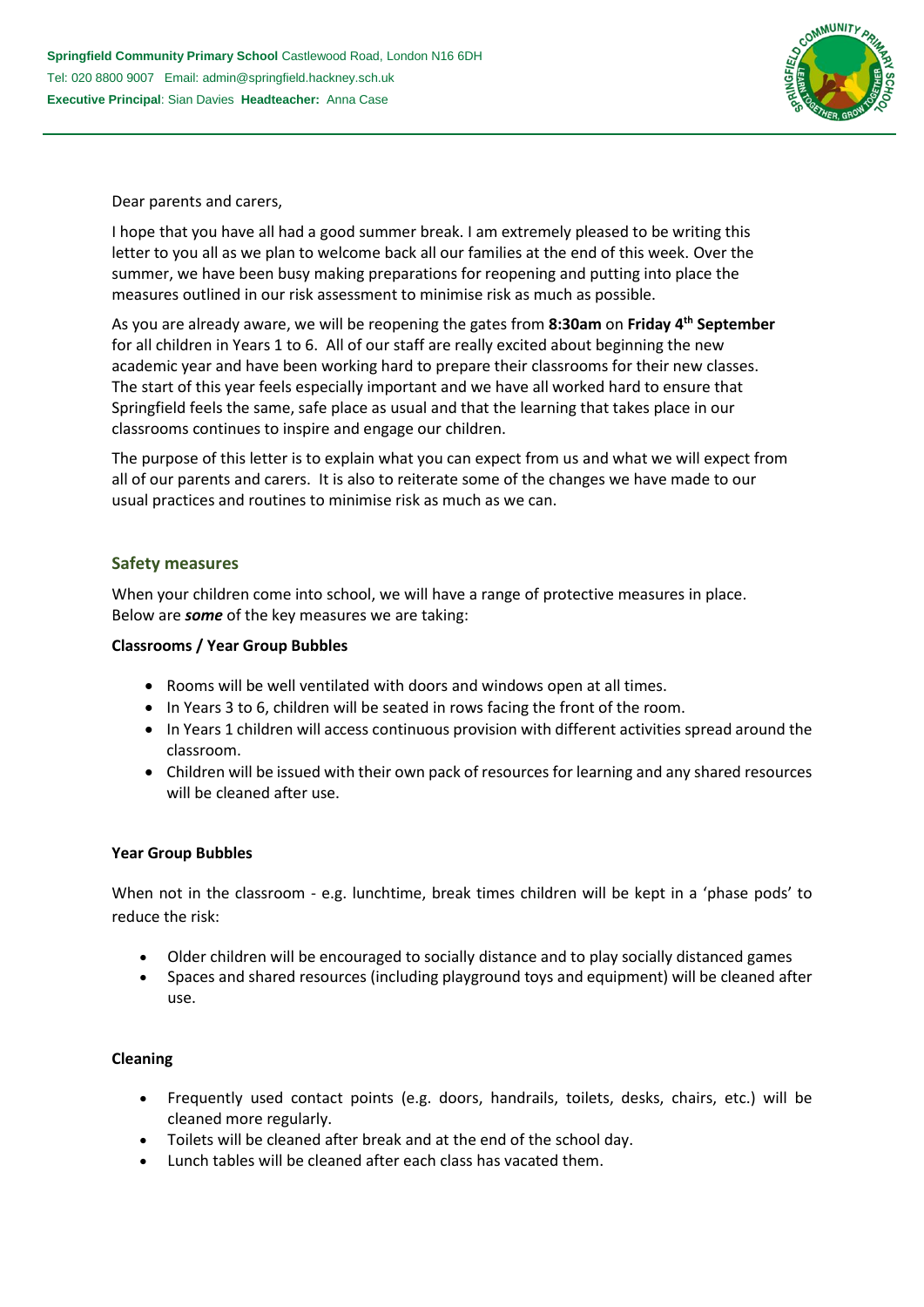**Springfield Community Primary School** Castlewood Road, London N16 6DH
Tel: 020 8800 9007 Email: admin@springfield.hackney.sch.uk
**Executive Principal**: Sian Davies **Headteacher:** Anna Case

Dear parents and carers,

I hope that you have all had a good summer break. I am extremely pleased to be writing this letter to you all as we plan to welcome back all our families at the end of this week. Over the summer, we have been busy making preparations for reopening and putting into place the measures outlined in our risk assessment to minimise risk as much as possible.

As you are already aware, we will be reopening the gates from **8:30am** on **Friday 4th September** for all children in Years 1 to 6. All of our staff are really excited about beginning the new academic year and have been working hard to prepare their classrooms for their new classes. The start of this year feels especially important and we have all worked hard to ensure that Springfield feels the same, safe place as usual and that the learning that takes place in our classrooms continues to inspire and engage our children.

The purpose of this letter is to explain what you can expect from us and what we will expect from all of our parents and carers. It is also to reiterate some of the changes we have made to our usual practices and routines to minimise risk as much as we can.

## Safety measures

When your children come into school, we will have a range of protective measures in place. Below are ***some*** of the key measures we are taking:

**Classrooms / Year Group Bubbles**

- Rooms will be well ventilated with doors and windows open at all times.
- In Years 3 to 6, children will be seated in rows facing the front of the room.
- In Years 1 children will access continuous provision with different activities spread around the classroom.
- Children will be issued with their own pack of resources for learning and any shared resources will be cleaned after use.

**Year Group Bubbles**

When not in the classroom - e.g. lunchtime, break times children will be kept in a 'phase pods' to reduce the risk:

- Older children will be encouraged to socially distance and to play socially distanced games
- Spaces and shared resources (including playground toys and equipment) will be cleaned after use.

**Cleaning**

- Frequently used contact points (e.g. doors, handrails, toilets, desks, chairs, etc.) will be cleaned more regularly.
- Toilets will be cleaned after break and at the end of the school day.
- Lunch tables will be cleaned after each class has vacated them.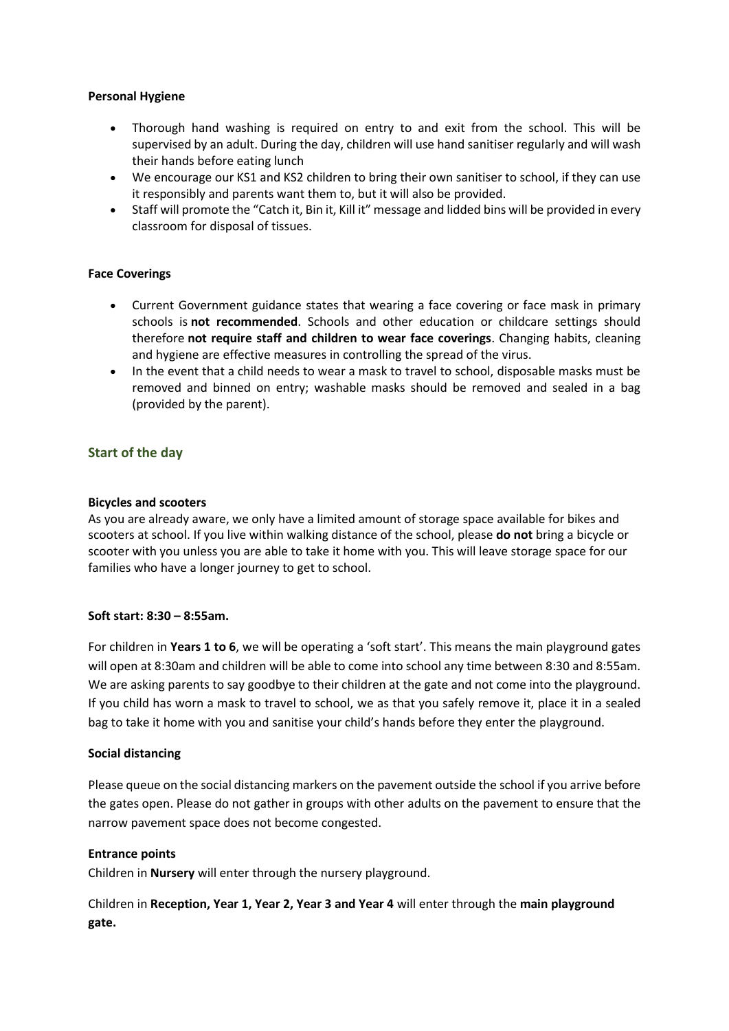**Personal Hygiene**

- Thorough hand washing is required on entry to and exit from the school. This will be supervised by an adult. During the day, children will use hand sanitiser regularly and will wash their hands before eating lunch
- We encourage our KS1 and KS2 children to bring their own sanitiser to school, if they can use it responsibly and parents want them to, but it will also be provided.
- Staff will promote the "Catch it, Bin it, Kill it" message and lidded bins will be provided in every classroom for disposal of tissues.

**Face Coverings**

- Current Government guidance states that wearing a face covering or face mask in primary schools is **not recommended**. Schools and other education or childcare settings should therefore **not require staff and children to wear face coverings**. Changing habits, cleaning and hygiene are effective measures in controlling the spread of the virus.
- In the event that a child needs to wear a mask to travel to school, disposable masks must be removed and binned on entry; washable masks should be removed and sealed in a bag (provided by the parent).

## Start of the day

**Bicycles and scooters**

As you are already aware, we only have a limited amount of storage space available for bikes and scooters at school. If you live within walking distance of the school, please **do not** bring a bicycle or scooter with you unless you are able to take it home with you. This will leave storage space for our families who have a longer journey to get to school.

**Soft start: 8:30 – 8:55am.**

For children in **Years 1 to 6**, we will be operating a 'soft start'. This means the main playground gates will open at 8:30am and children will be able to come into school any time between 8:30 and 8:55am. We are asking parents to say goodbye to their children at the gate and not come into the playground. If you child has worn a mask to travel to school, we as that you safely remove it, place it in a sealed bag to take it home with you and sanitise your child's hands before they enter the playground.

**Social distancing**

Please queue on the social distancing markers on the pavement outside the school if you arrive before the gates open. Please do not gather in groups with other adults on the pavement to ensure that the narrow pavement space does not become congested.

**Entrance points**

Children in **Nursery** will enter through the nursery playground.

Children in **Reception, Year 1, Year 2, Year 3 and Year 4** will enter through the **main playground gate.**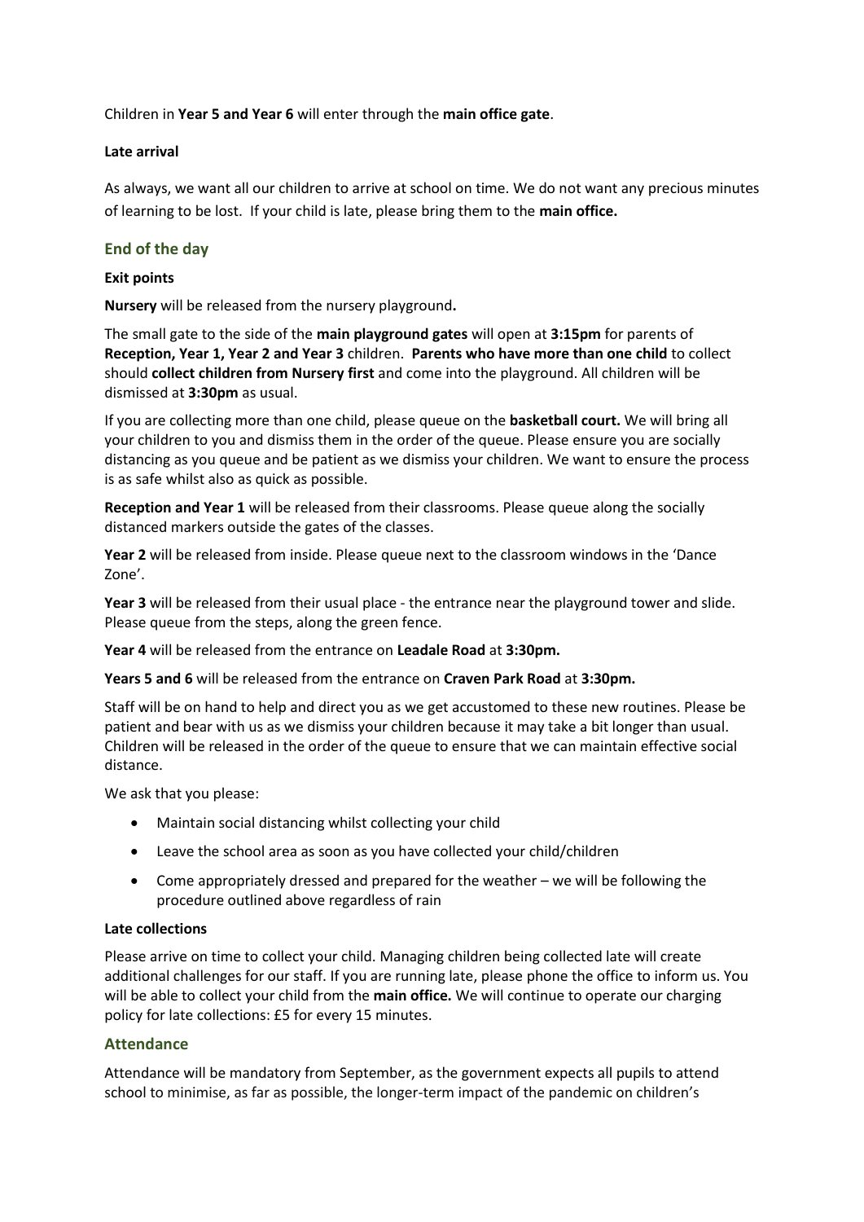Children in **Year 5 and Year 6** will enter through the **main office gate**.

**Late arrival**

As always, we want all our children to arrive at school on time. We do not want any precious minutes of learning to be lost. If your child is late, please bring them to the **main office.**

## End of the day

**Exit points**

**Nursery** will be released from the nursery playground**.**

The small gate to the side of the **main playground gates** will open at **3:15pm** for parents of **Reception, Year 1, Year 2 and Year 3** children. **Parents who have more than one child** to collect should **collect children from Nursery first** and come into the playground. All children will be dismissed at **3:30pm** as usual.

If you are collecting more than one child, please queue on the **basketball court.** We will bring all your children to you and dismiss them in the order of the queue. Please ensure you are socially distancing as you queue and be patient as we dismiss your children. We want to ensure the process is as safe whilst also as quick as possible.

**Reception and Year 1** will be released from their classrooms. Please queue along the socially distanced markers outside the gates of the classes.

**Year 2** will be released from inside. Please queue next to the classroom windows in the 'Dance Zone'.

**Year 3** will be released from their usual place - the entrance near the playground tower and slide. Please queue from the steps, along the green fence.

**Year 4** will be released from the entrance on **Leadale Road** at **3:30pm.**

**Years 5 and 6** will be released from the entrance on **Craven Park Road** at **3:30pm.**

Staff will be on hand to help and direct you as we get accustomed to these new routines. Please be patient and bear with us as we dismiss your children because it may take a bit longer than usual. Children will be released in the order of the queue to ensure that we can maintain effective social distance.

We ask that you please:

- Maintain social distancing whilst collecting your child
- Leave the school area as soon as you have collected your child/children
- Come appropriately dressed and prepared for the weather – we will be following the procedure outlined above regardless of rain

**Late collections**

Please arrive on time to collect your child. Managing children being collected late will create additional challenges for our staff. If you are running late, please phone the office to inform us. You will be able to collect your child from the **main office.** We will continue to operate our charging policy for late collections: £5 for every 15 minutes.

## Attendance

Attendance will be mandatory from September, as the government expects all pupils to attend school to minimise, as far as possible, the longer-term impact of the pandemic on children's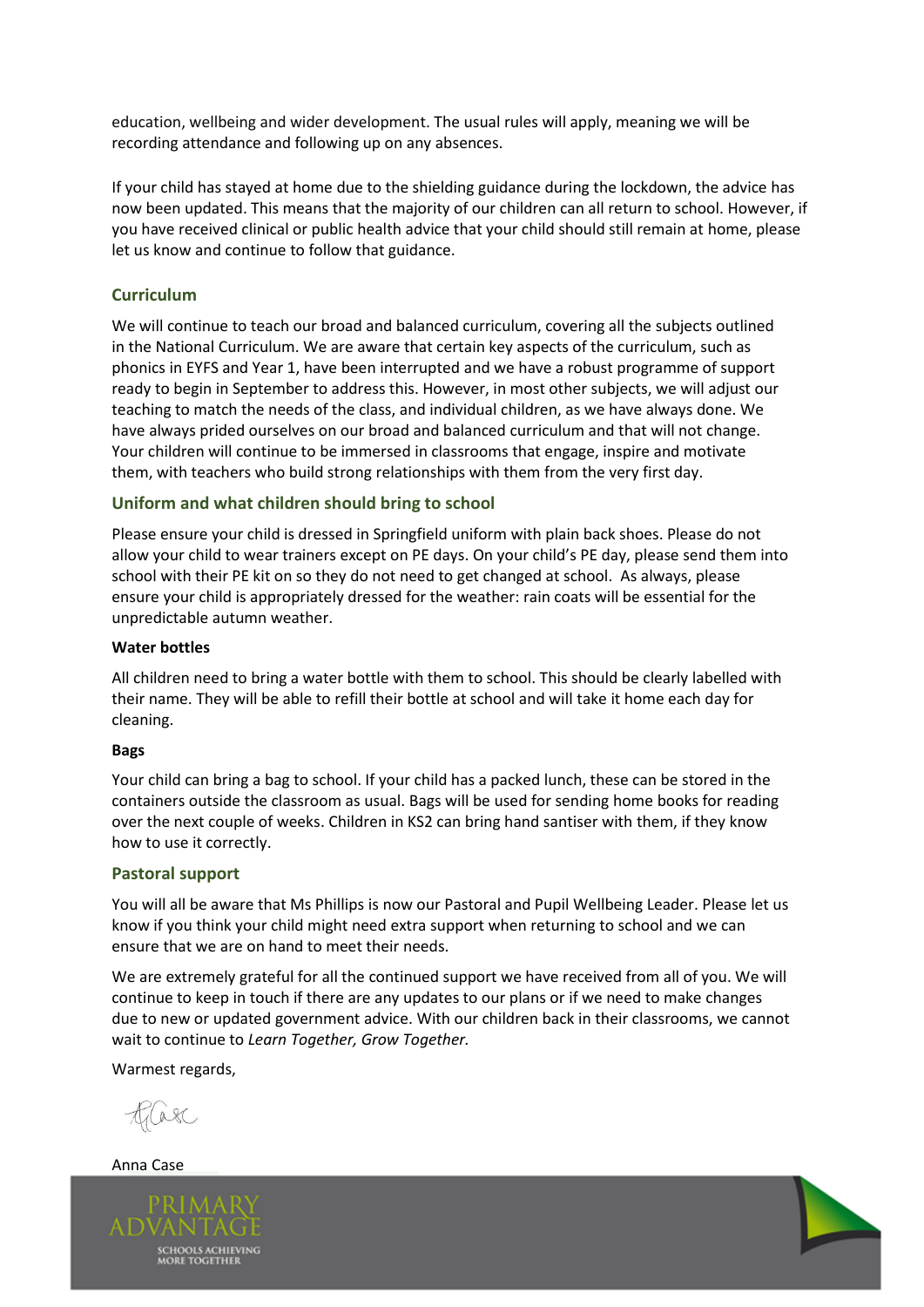education, wellbeing and wider development. The usual rules will apply, meaning we will be recording attendance and following up on any absences.

If your child has stayed at home due to the shielding guidance during the lockdown, the advice has now been updated. This means that the majority of our children can all return to school. However, if you have received clinical or public health advice that your child should still remain at home, please let us know and continue to follow that guidance.

## Curriculum

We will continue to teach our broad and balanced curriculum, covering all the subjects outlined in the National Curriculum. We are aware that certain key aspects of the curriculum, such as phonics in EYFS and Year 1, have been interrupted and we have a robust programme of support ready to begin in September to address this. However, in most other subjects, we will adjust our teaching to match the needs of the class, and individual children, as we have always done. We have always prided ourselves on our broad and balanced curriculum and that will not change. Your children will continue to be immersed in classrooms that engage, inspire and motivate them, with teachers who build strong relationships with them from the very first day.

## Uniform and what children should bring to school

Please ensure your child is dressed in Springfield uniform with plain back shoes. Please do not allow your child to wear trainers except on PE days. On your child's PE day, please send them into school with their PE kit on so they do not need to get changed at school. As always, please ensure your child is appropriately dressed for the weather: rain coats will be essential for the unpredictable autumn weather.

**Water bottles**

All children need to bring a water bottle with them to school. This should be clearly labelled with their name. They will be able to refill their bottle at school and will take it home each day for cleaning.

**Bags**

Your child can bring a bag to school. If your child has a packed lunch, these can be stored in the containers outside the classroom as usual. Bags will be used for sending home books for reading over the next couple of weeks. Children in KS2 can bring hand santiser with them, if they know how to use it correctly.

## Pastoral support

You will all be aware that Ms Phillips is now our Pastoral and Pupil Wellbeing Leader. Please let us know if you think your child might need extra support when returning to school and we can ensure that we are on hand to meet their needs.

We are extremely grateful for all the continued support we have received from all of you. We will continue to keep in touch if there are any updates to our plans or if we need to make changes due to new or updated government advice. With our children back in their classrooms, we cannot wait to continue to *Learn Together, Grow Together.*

Warmest regards,

Anna Case

PRIMARY ADVANTAGE
SCHOOLS ACHIEVING MORE TOGETHER